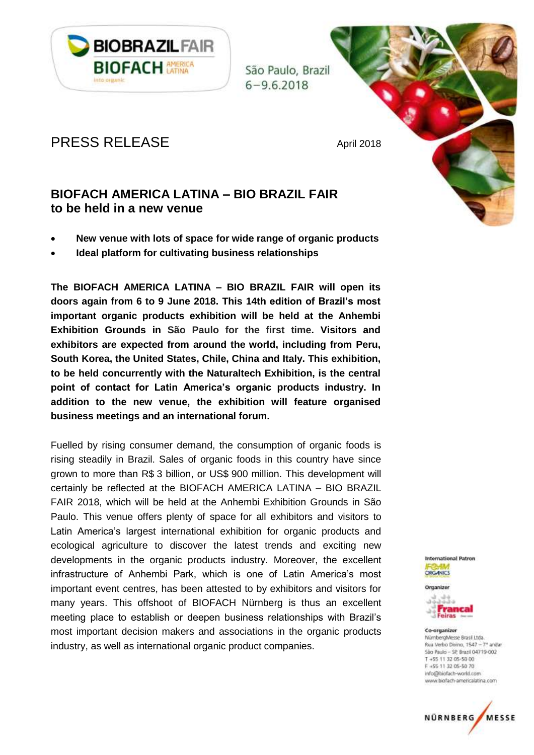BIOBRAZIL FAIR
BIOFACH AMERICA LATINA
into organic

São Paulo, Brazil
6–9.6.2018

# PRESS RELEASE

April 2018

## BIOFACH AMERICA LATINA – BIO BRAZIL FAIR to be held in a new venue

- **New venue with lots of space for wide range of organic products**
- **Ideal platform for cultivating business relationships**

**The BIOFACH AMERICA LATINA – BIO BRAZIL FAIR will open its doors again from 6 to 9 June 2018. This 14th edition of Brazil's most important organic products exhibition will be held at the Anhembi Exhibition Grounds in São Paulo for the first time. Visitors and exhibitors are expected from around the world, including from Peru, South Korea, the United States, Chile, China and Italy. This exhibition, to be held concurrently with the Naturaltech Exhibition, is the central point of contact for Latin America's organic products industry. In addition to the new venue, the exhibition will feature organised business meetings and an international forum.**

Fuelled by rising consumer demand, the consumption of organic foods is rising steadily in Brazil. Sales of organic foods in this country have since grown to more than R$ 3 billion, or US$ 900 million. This development will certainly be reflected at the BIOFACH AMERICA LATINA – BIO BRAZIL FAIR 2018, which will be held at the Anhembi Exhibition Grounds in São Paulo. This venue offers plenty of space for all exhibitors and visitors to Latin America's largest international exhibition for organic products and ecological agriculture to discover the latest trends and exciting new developments in the organic products industry. Moreover, the excellent infrastructure of Anhembi Park, which is one of Latin America's most important event centres, has been attested to by exhibitors and visitors for many years. This offshoot of BIOFACH Nürnberg is thus an excellent meeting place to establish or deepen business relationships with Brazil's most important decision makers and associations in the organic products industry, as well as international organic product companies.

International Patron
IFOAM ORGANICS

Organizer
Francal Feiras

Co-organizer
NürnbergMesse Brasil Ltda.
Rua Verbo Divino, 1547 – 7º andar
São Paulo – SP, Brazil 04719-002
T +55 11 32 05-50 00
F +55 11 32 05-50 70
info@biofach-world.com
www.biofach-americalatina.com

NÜRNBERG MESSE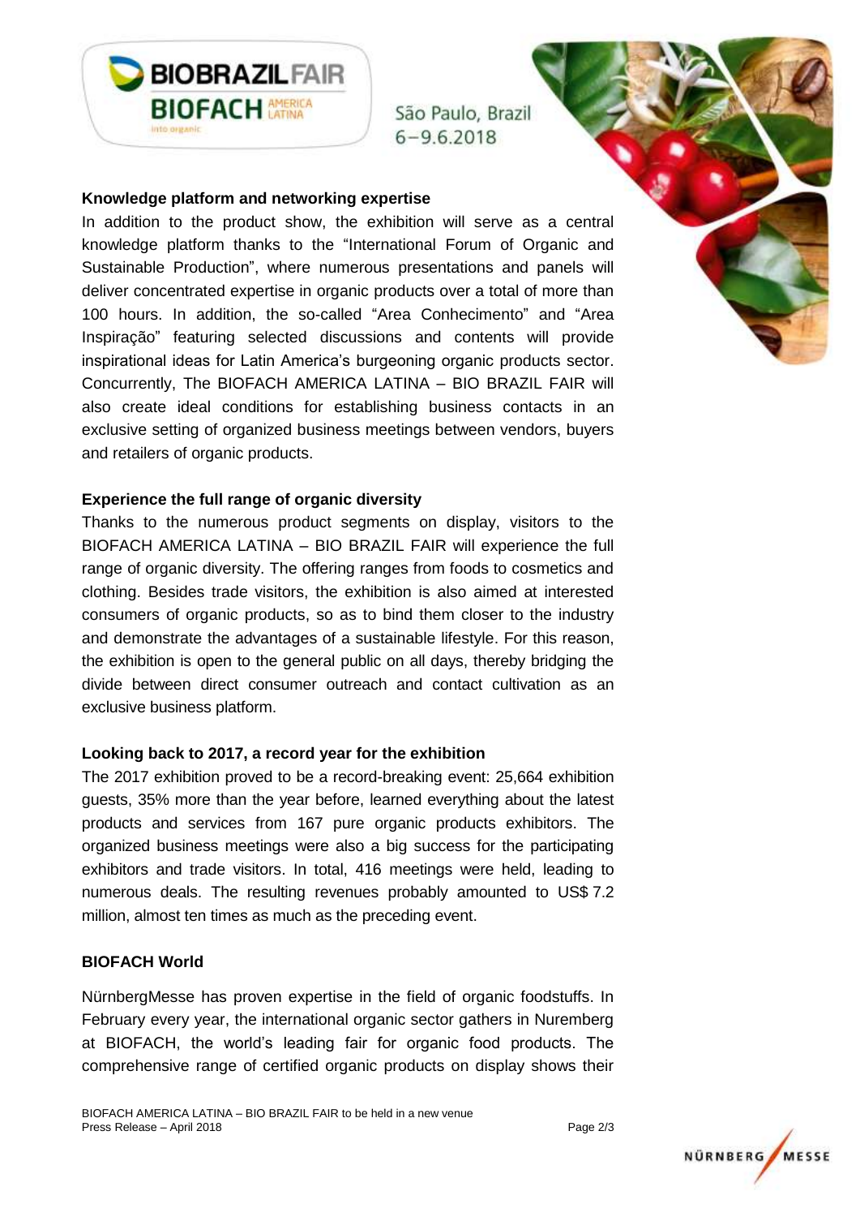**Knowledge platform and networking expertise**

In addition to the product show, the exhibition will serve as a central knowledge platform thanks to the "International Forum of Organic and Sustainable Production", where numerous presentations and panels will deliver concentrated expertise in organic products over a total of more than 100 hours. In addition, the so-called "Area Conhecimento" and "Area Inspiração" featuring selected discussions and contents will provide inspirational ideas for Latin America's burgeoning organic products sector. Concurrently, The BIOFACH AMERICA LATINA – BIO BRAZIL FAIR will also create ideal conditions for establishing business contacts in an exclusive setting of organized business meetings between vendors, buyers and retailers of organic products.

**Experience the full range of organic diversity**

Thanks to the numerous product segments on display, visitors to the BIOFACH AMERICA LATINA – BIO BRAZIL FAIR will experience the full range of organic diversity. The offering ranges from foods to cosmetics and clothing. Besides trade visitors, the exhibition is also aimed at interested consumers of organic products, so as to bind them closer to the industry and demonstrate the advantages of a sustainable lifestyle. For this reason, the exhibition is open to the general public on all days, thereby bridging the divide between direct consumer outreach and contact cultivation as an exclusive business platform.

**Looking back to 2017, a record year for the exhibition**

The 2017 exhibition proved to be a record-breaking event: 25,664 exhibition guests, 35% more than the year before, learned everything about the latest products and services from 167 pure organic products exhibitors. The organized business meetings were also a big success for the participating exhibitors and trade visitors. In total, 416 meetings were held, leading to numerous deals. The resulting revenues probably amounted to US$ 7.2 million, almost ten times as much as the preceding event.

**BIOFACH World**

NürnbergMesse has proven expertise in the field of organic foodstuffs. In February every year, the international organic sector gathers in Nuremberg at BIOFACH, the world's leading fair for organic food products. The comprehensive range of certified organic products on display shows their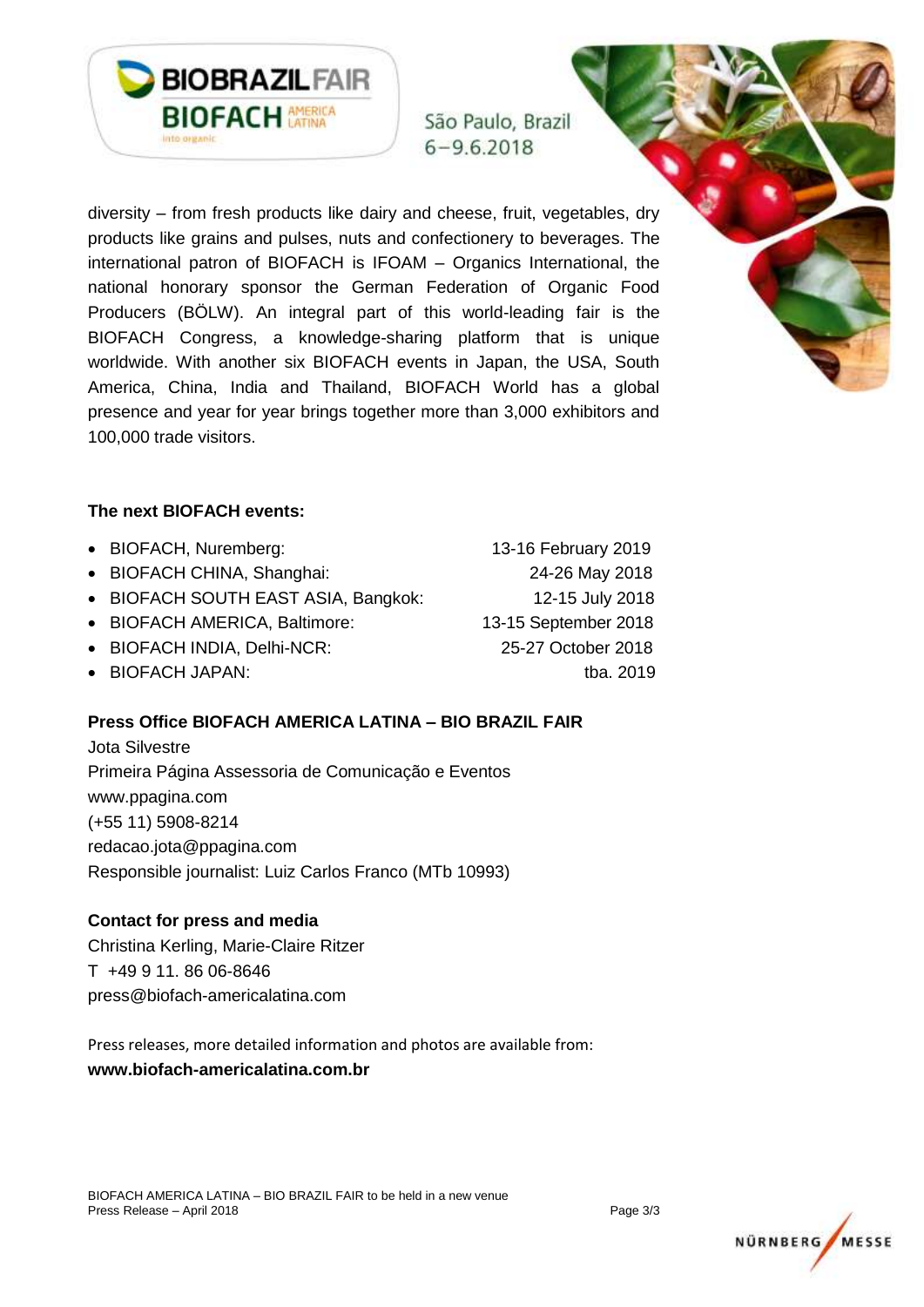diversity – from fresh products like dairy and cheese, fruit, vegetables, dry products like grains and pulses, nuts and confectionery to beverages. The international patron of BIOFACH is IFOAM – Organics International, the national honorary sponsor the German Federation of Organic Food Producers (BÖLW). An integral part of this world-leading fair is the BIOFACH Congress, a knowledge-sharing platform that is unique worldwide. With another six BIOFACH events in Japan, the USA, South America, China, India and Thailand, BIOFACH World has a global presence and year for year brings together more than 3,000 exhibitors and 100,000 trade visitors.

**The next BIOFACH events:**

- BIOFACH, Nuremberg: 13-16 February 2019
- BIOFACH CHINA, Shanghai: 24-26 May 2018
- BIOFACH SOUTH EAST ASIA, Bangkok: 12-15 July 2018
- BIOFACH AMERICA, Baltimore: 13-15 September 2018
- BIOFACH INDIA, Delhi-NCR: 25-27 October 2018
- BIOFACH JAPAN: tba. 2019

**Press Office BIOFACH AMERICA LATINA – BIO BRAZIL FAIR**

Jota Silvestre
Primeira Página Assessoria de Comunicação e Eventos
www.ppagina.com
(+55 11) 5908-8214
redacao.jota@ppagina.com
Responsible journalist: Luiz Carlos Franco (MTb 10993)

**Contact for press and media**

Christina Kerling, Marie-Claire Ritzer
T +49 9 11. 86 06-8646
press@biofach-americalatina.com

Press releases, more detailed information and photos are available from:
**www.biofach-americalatina.com.br**